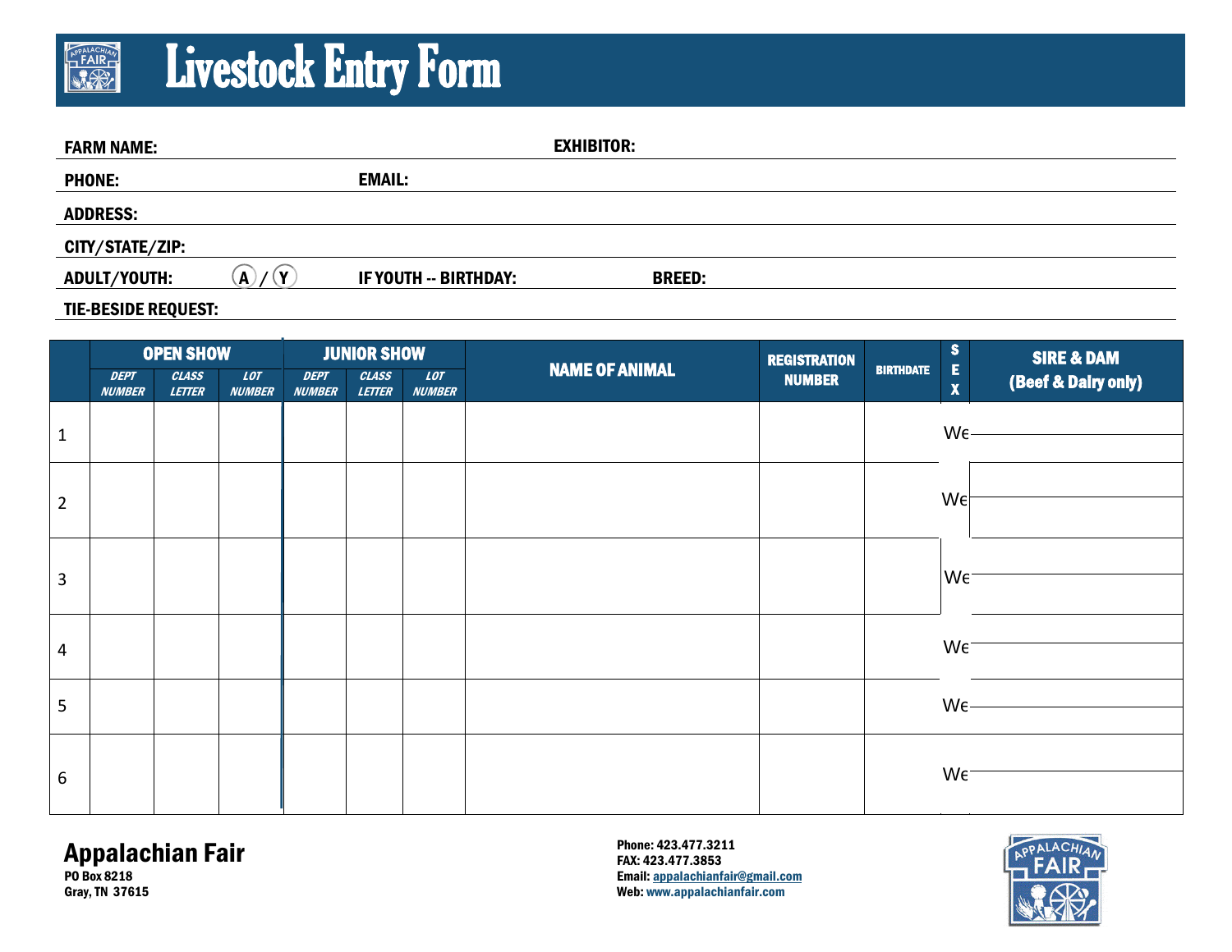# Livestock Entry Form

**FARM NAME:** **EXHIBITOR:**

**PHONE:** **EMAIL:**

**ADDRESS:**

**CITY/STATE/ZIP:**

**ADULT/YOUTH:** (A) / (Y) **IF YOUTH -- BIRTHDAY:** **BREED:**

**TIE-BESIDE REQUEST:**

| | OPEN SHOW | | | JUNIOR SHOW | | | NAME OF ANIMAL | REGISTRATION NUMBER | BIRTHDATE | SEX | SIRE & DAM (Beef & Dairy only) |
|---|---|---|---|---|---|---|---|---|---|---|---|
| | DEPT NUMBER | CLASS LETTER | LOT NUMBER | DEPT NUMBER | CLASS LETTER | LOT NUMBER | | | | | |
| 1 | | | | | | | | | | We | |
| 2 | | | | | | | | | | We | |
| 3 | | | | | | | | | | We | |
| 4 | | | | | | | | | | We | |
| 5 | | | | | | | | | | We | |
| 6 | | | | | | | | | | We | |

**Appalachian Fair**
PO Box 8218
Gray, TN 37615

Phone: 423.477.3211
FAX: 423.477.3853
Email: appalachianfair@gmail.com
Web: www.appalachianfair.com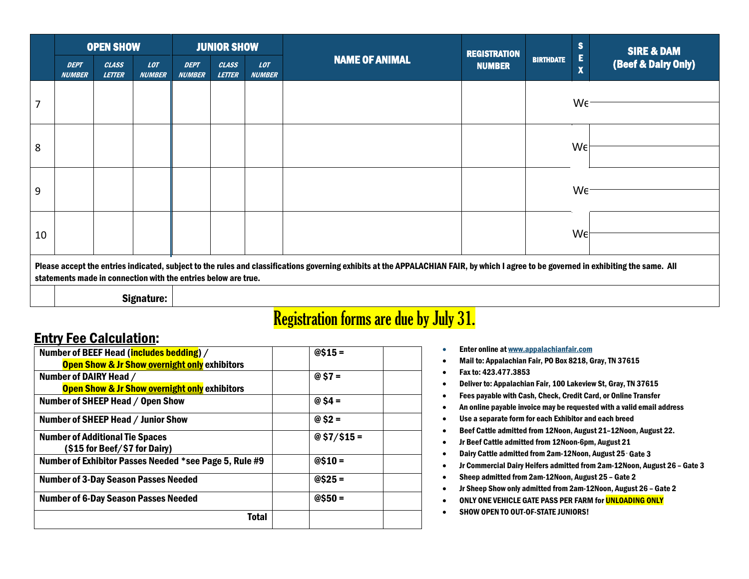| | OPEN SHOW | | | JUNIOR SHOW | | | NAME OF ANIMAL | REGISTRATION NUMBER | BIRTHDATE | SEX | SIRE & DAM (Beef & Dairy Only) |
|---|---|---|---|---|---|---|---|---|---|---|---|
| | *DEPT NUMBER* | *CLASS LETTER* | *LOT NUMBER* | *DEPT NUMBER* | *CLASS LETTER* | *LOT NUMBER* | | | | | |
| 7 | | | | | | | | | | We | |
| 8 | | | | | | | | | | We | |
| 9 | | | | | | | | | | We | |
| 10 | | | | | | | | | | We | |

**Please accept the entries indicated, subject to the rules and classifications governing exhibits at the APPALACHIAN FAIR, by which I agree to be governed in exhibiting the same. All statements made in connection with the entries below are true.**

**Signature:**

# Registration forms are due by July 31.

## Entry Fee Calculation:

| | | | |
|---|---|---|---|
| **Number of BEEF Head (includes bedding) / Open Show & Jr Show overnight only exhibitors** | | **@$15 =** | |
| **Number of DAIRY Head / Open Show & Jr Show overnight only exhibitors** | | **@ $7 =** | |
| **Number of SHEEP Head / Open Show** | | **@ $4 =** | |
| **Number of SHEEP Head / Junior Show** | | **@ $2 =** | |
| **Number of Additional Tie Spaces ($15 for Beef/$7 for Dairy)** | | **@ $7/$15 =** | |
| **Number of Exhibitor Passes Needed \*see Page 5, Rule #9** | | **@$10 =** | |
| **Number of 3-Day Season Passes Needed** | | **@$25 =** | |
| **Number of 6-Day Season Passes Needed** | | **@$50 =** | |
| **Total** | | | |

- **Enter online at www.appalachianfair.com**
- **Mail to: Appalachian Fair, PO Box 8218, Gray, TN 37615**
- **Fax to: 423.477.3853**
- **Deliver to: Appalachian Fair, 100 Lakeview St, Gray, TN 37615**
- **Fees payable with Cash, Check, Credit Card, or Online Transfer**
- **An online payable invoice may be requested with a valid email address**
- **Use a separate form for each Exhibitor and each breed**
- **Beef Cattle admitted from 12Noon, August 21–12Noon, August 22.**
- **Jr Beef Cattle admitted from 12Noon-6pm, August 21**
- **Dairy Cattle admitted from 2am-12Noon, August 25 - Gate 3**
- **Jr Commercial Dairy Heifers admitted from 2am-12Noon, August 26 – Gate 3**
- **Sheep admitted from 2am-12Noon, August 25 – Gate 2**
- **Jr Sheep Show only admitted from 2am-12Noon, August 26 – Gate 2**
- **ONLY ONE VEHICLE GATE PASS PER FARM for UNLOADING ONLY**
- **SHOW OPEN TO OUT-OF-STATE JUNIORS!**